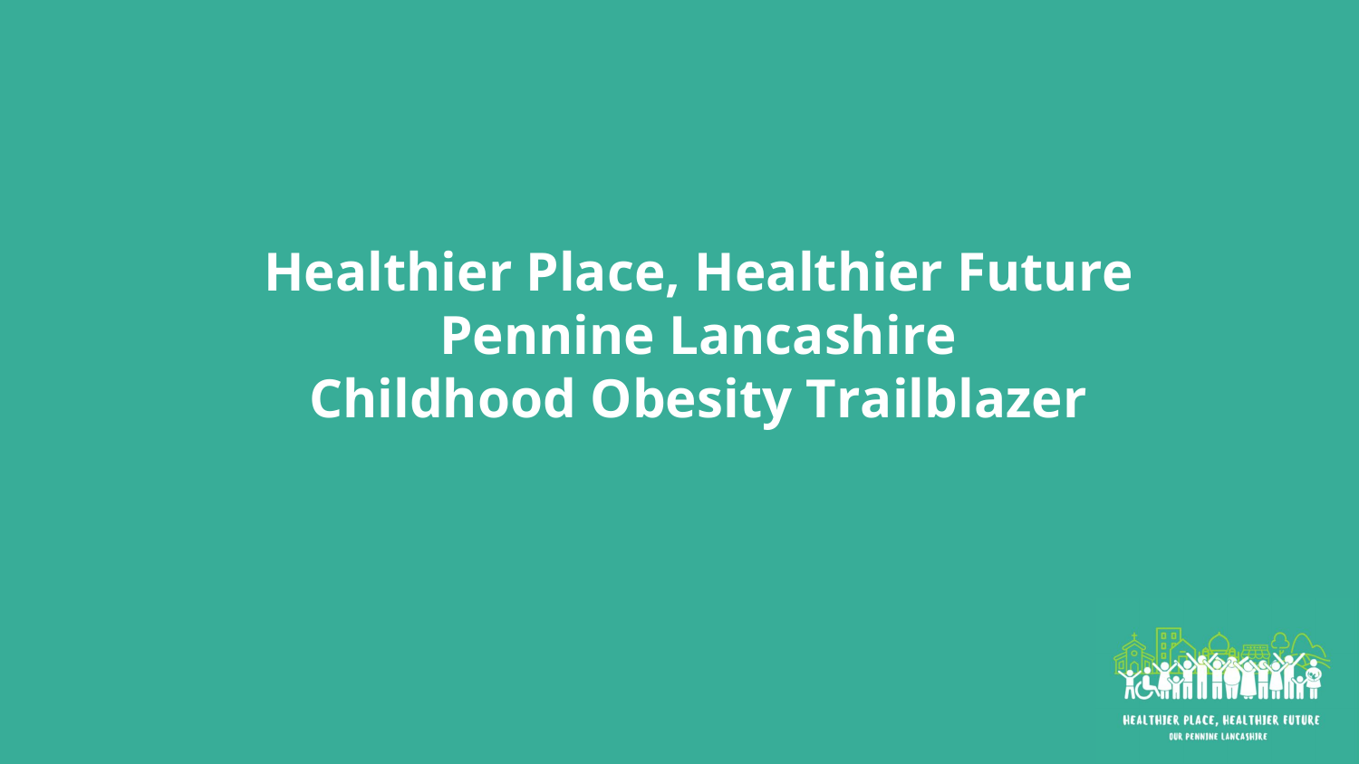# Healthier Place, Healthier Future
# Pennine Lancashire
# Childhood Obesity Trailblazer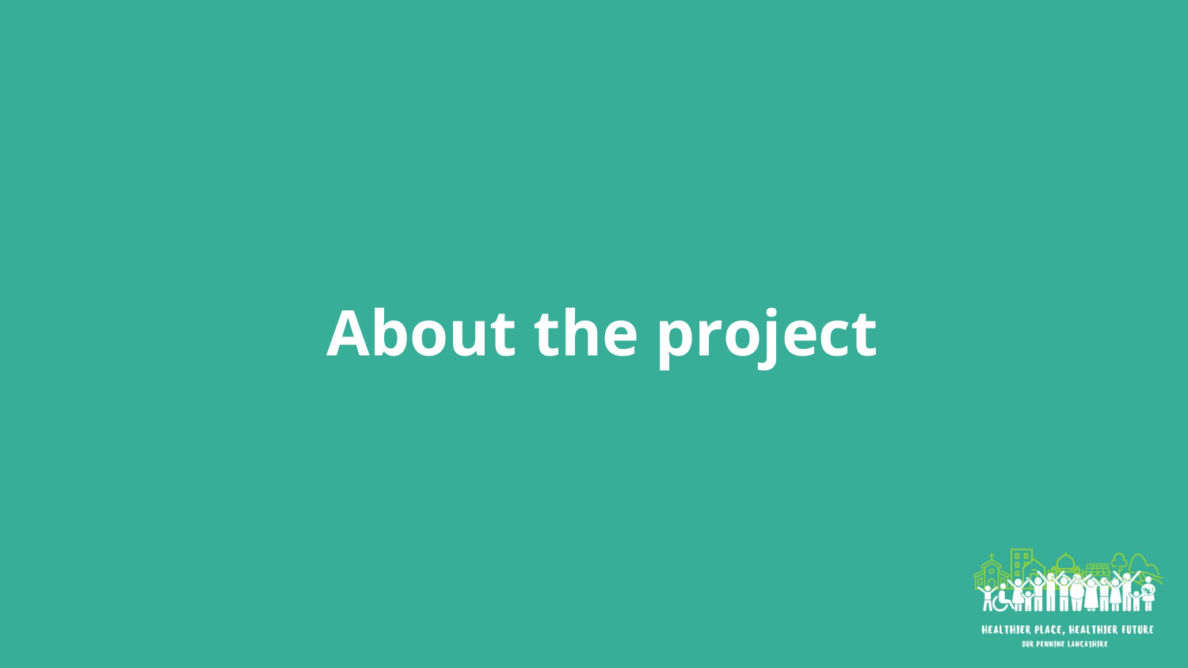# About the project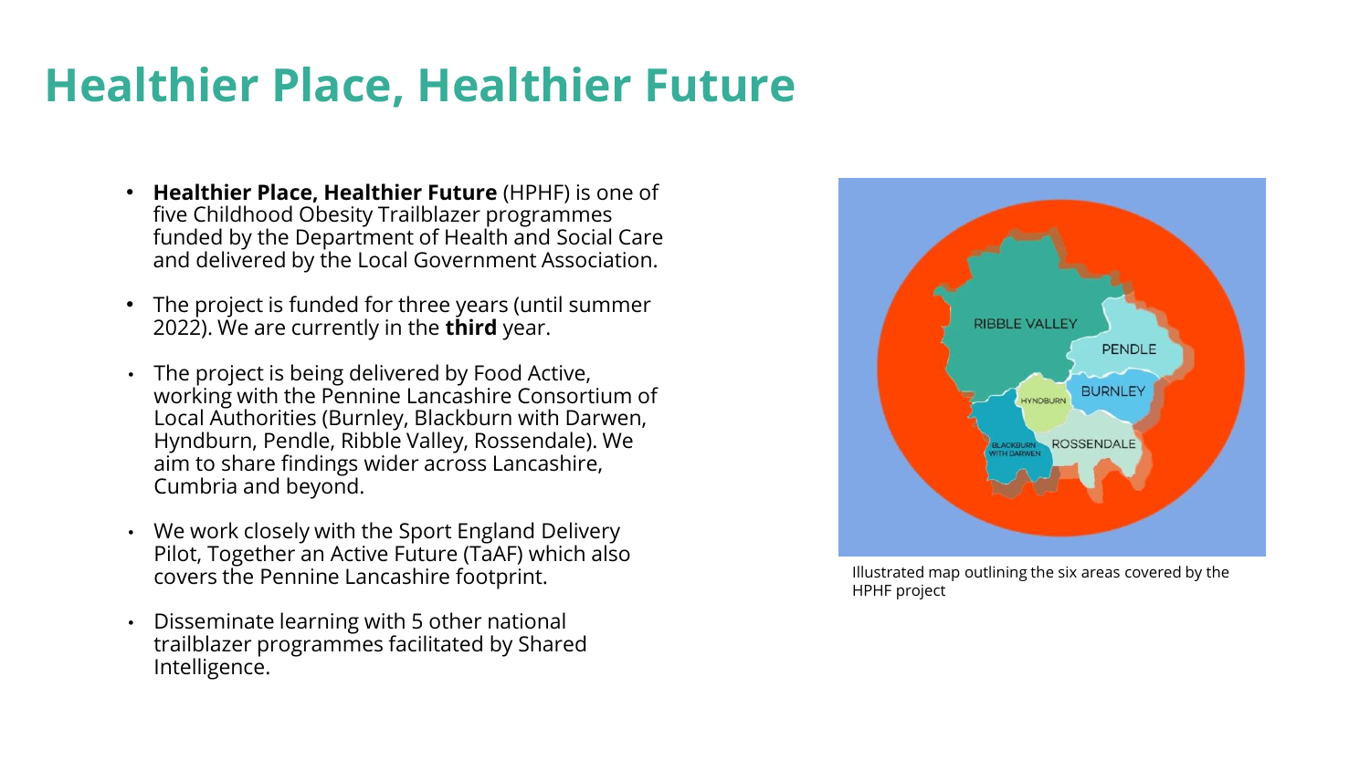# Healthier Place, Healthier Future

- **Healthier Place, Healthier Future** (HPHF) is one of five Childhood Obesity Trailblazer programmes funded by the Department of Health and Social Care and delivered by the Local Government Association.
- The project is funded for three years (until summer 2022). We are currently in the **third** year.
- The project is being delivered by Food Active, working with the Pennine Lancashire Consortium of Local Authorities (Burnley, Blackburn with Darwen, Hyndburn, Pendle, Ribble Valley, Rossendale). We aim to share findings wider across Lancashire, Cumbria and beyond.
- We work closely with the Sport England Delivery Pilot, Together an Active Future (TaAF) which also covers the Pennine Lancashire footprint.
- Disseminate learning with 5 other national trailblazer programmes facilitated by Shared Intelligence.

Illustrated map outlining the six areas covered by the HPHF project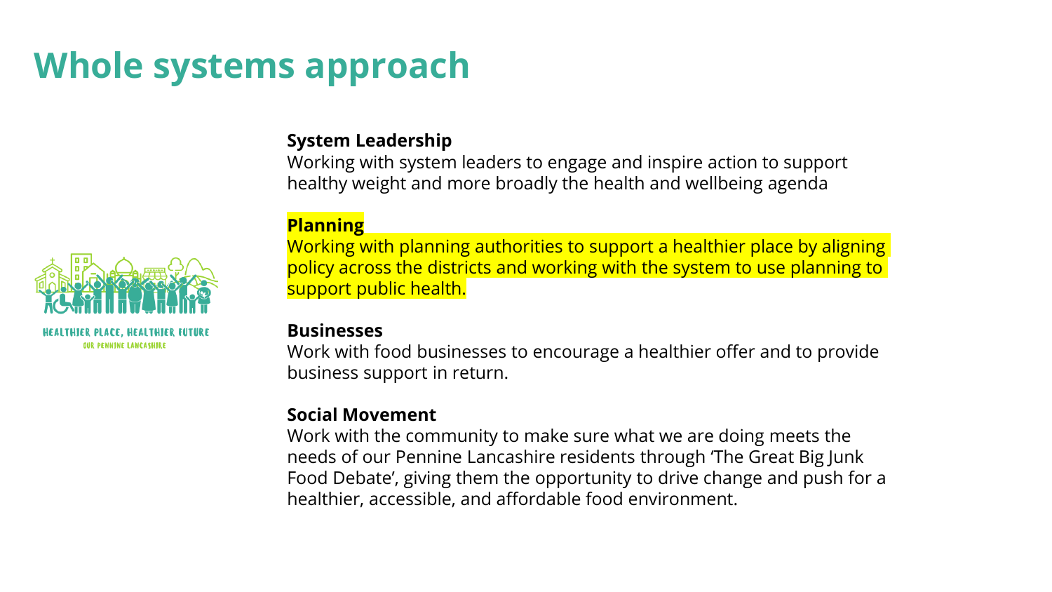# Whole systems approach

HEALTHIER PLACE, HEALTHIER FUTURE
OUR PENNINE LANCASHIRE

**System Leadership**
Working with system leaders to engage and inspire action to support healthy weight and more broadly the health and wellbeing agenda

**Planning**
Working with planning authorities to support a healthier place by aligning policy across the districts and working with the system to use planning to support public health.

**Businesses**
Work with food businesses to encourage a healthier offer and to provide business support in return.

**Social Movement**
Work with the community to make sure what we are doing meets the needs of our Pennine Lancashire residents through 'The Great Big Junk Food Debate', giving them the opportunity to drive change and push for a healthier, accessible, and affordable food environment.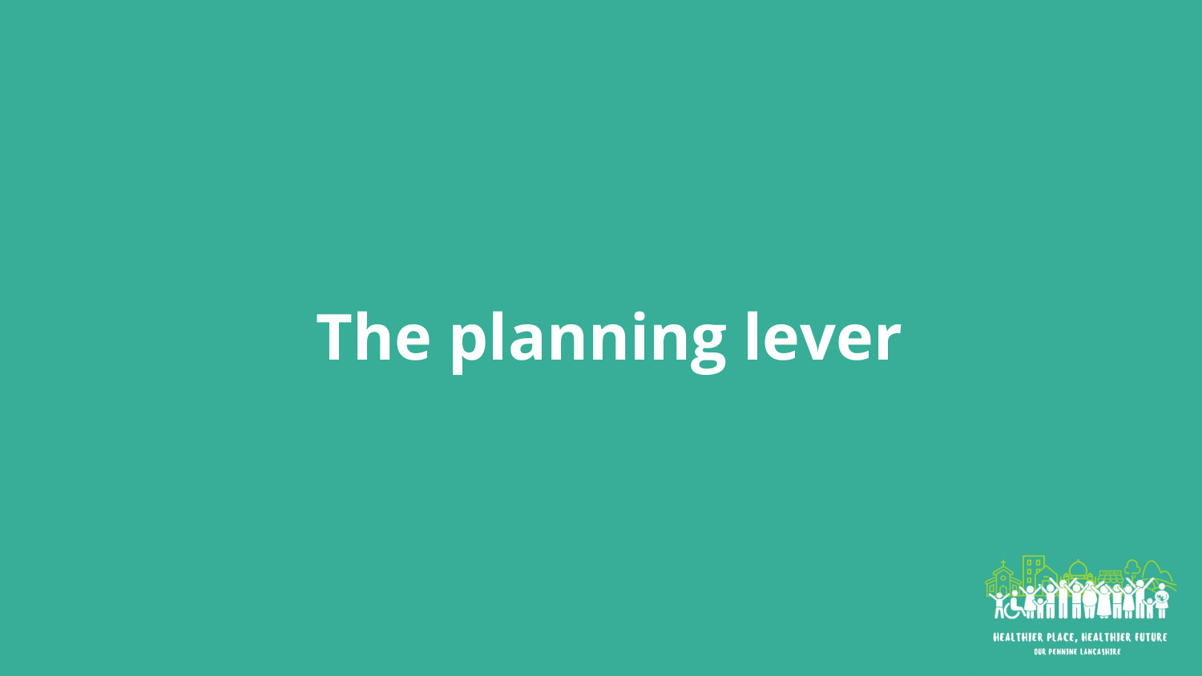# The planning lever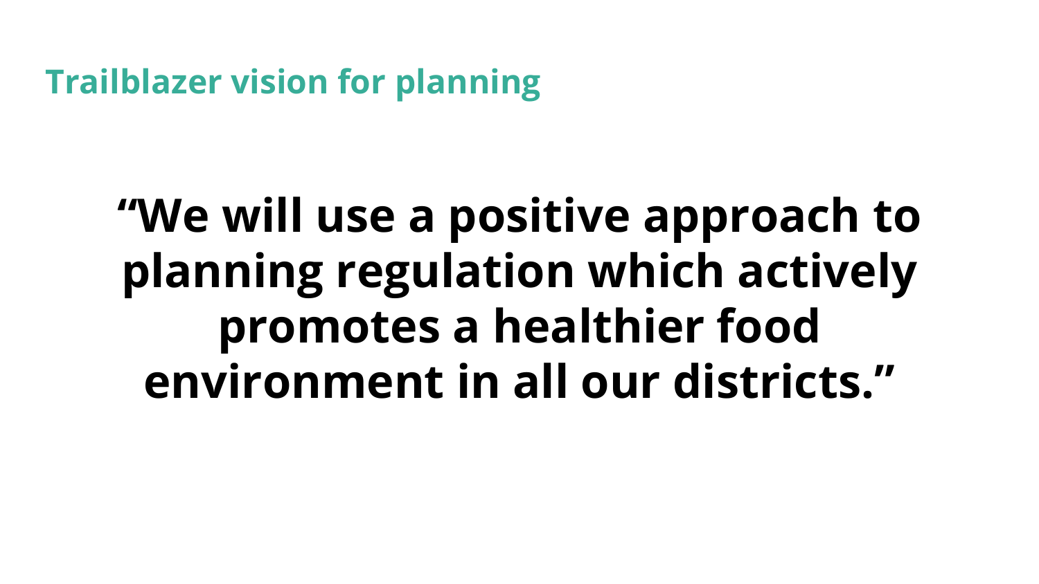## Trailblazer vision for planning

**“We will use a positive approach to planning regulation which actively promotes a healthier food environment in all our districts.”**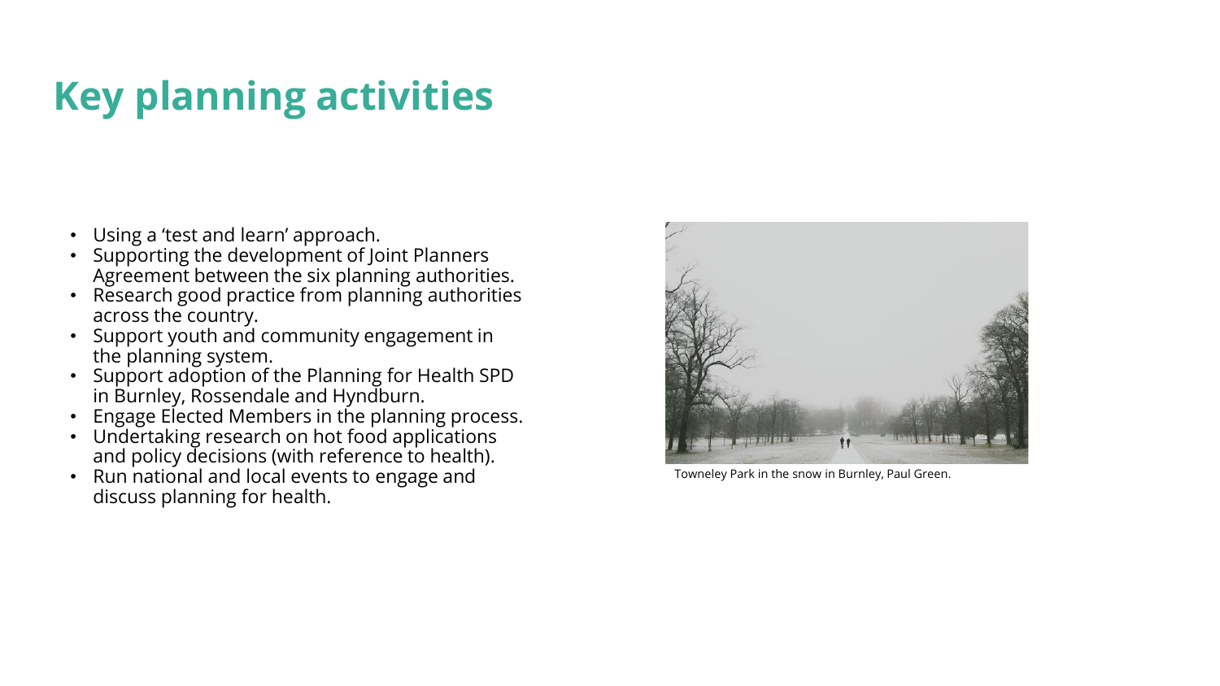# Key planning activities

- Using a 'test and learn' approach.
- Supporting the development of Joint Planners Agreement between the six planning authorities.
- Research good practice from planning authorities across the country.
- Support youth and community engagement in the planning system.
- Support adoption of the Planning for Health SPD in Burnley, Rossendale and Hyndburn.
- Engage Elected Members in the planning process.
- Undertaking research on hot food applications and policy decisions (with reference to health).
- Run national and local events to engage and discuss planning for health.

Towneley Park in the snow in Burnley, Paul Green.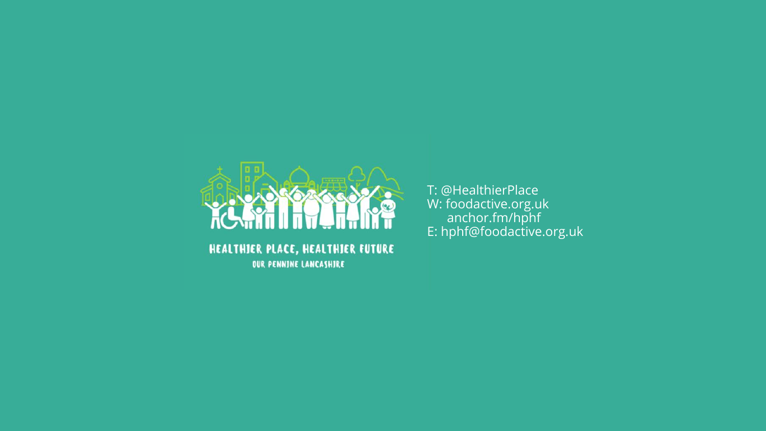HEALTHIER PLACE, HEALTHIER FUTURE

OUR PENNINE LANCASHIRE

T: @HealthierPlace
W: foodactive.org.uk
anchor.fm/hphf
E: hphf@foodactive.org.uk